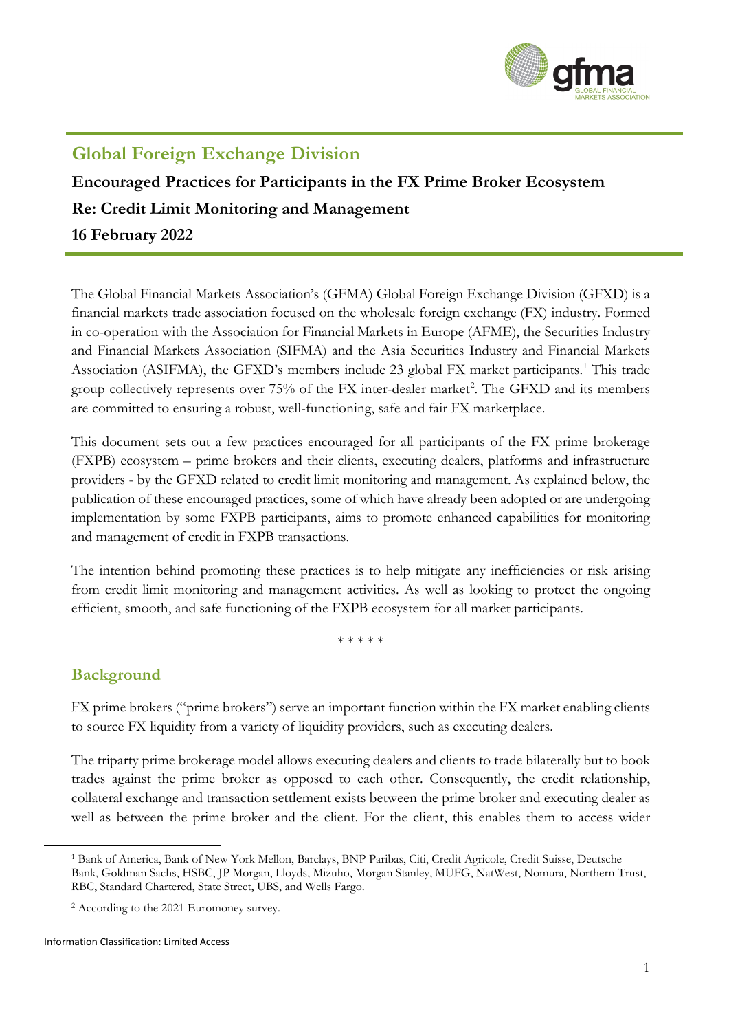## Global Foreign Exchange Division

**Encouraged Practices for Participants in the FX Prime Broker Ecosystem**

**Re: Credit Limit Monitoring and Management**

**16 February 2022**

The Global Financial Markets Association's (GFMA) Global Foreign Exchange Division (GFXD) is a financial markets trade association focused on the wholesale foreign exchange (FX) industry. Formed in co-operation with the Association for Financial Markets in Europe (AFME), the Securities Industry and Financial Markets Association (SIFMA) and the Asia Securities Industry and Financial Markets Association (ASIFMA), the GFXD's members include 23 global FX market participants.[1] This trade group collectively represents over 75% of the FX inter-dealer market[2]. The GFXD and its members are committed to ensuring a robust, well-functioning, safe and fair FX marketplace.

This document sets out a few practices encouraged for all participants of the FX prime brokerage (FXPB) ecosystem – prime brokers and their clients, executing dealers, platforms and infrastructure providers - by the GFXD related to credit limit monitoring and management. As explained below, the publication of these encouraged practices, some of which have already been adopted or are undergoing implementation by some FXPB participants, aims to promote enhanced capabilities for monitoring and management of credit in FXPB transactions.

The intention behind promoting these practices is to help mitigate any inefficiencies or risk arising from credit limit monitoring and management activities. As well as looking to protect the ongoing efficient, smooth, and safe functioning of the FXPB ecosystem for all market participants.

\* \* \* \* \*

## Background

FX prime brokers ("prime brokers") serve an important function within the FX market enabling clients to source FX liquidity from a variety of liquidity providers, such as executing dealers.

The triparty prime brokerage model allows executing dealers and clients to trade bilaterally but to book trades against the prime broker as opposed to each other. Consequently, the credit relationship, collateral exchange and transaction settlement exists between the prime broker and executing dealer as well as between the prime broker and the client. For the client, this enables them to access wider

[1] Bank of America, Bank of New York Mellon, Barclays, BNP Paribas, Citi, Credit Agricole, Credit Suisse, Deutsche Bank, Goldman Sachs, HSBC, JP Morgan, Lloyds, Mizuho, Morgan Stanley, MUFG, NatWest, Nomura, Northern Trust, RBC, Standard Chartered, State Street, UBS, and Wells Fargo.

[2] According to the 2021 Euromoney survey.

Information Classification: Limited Access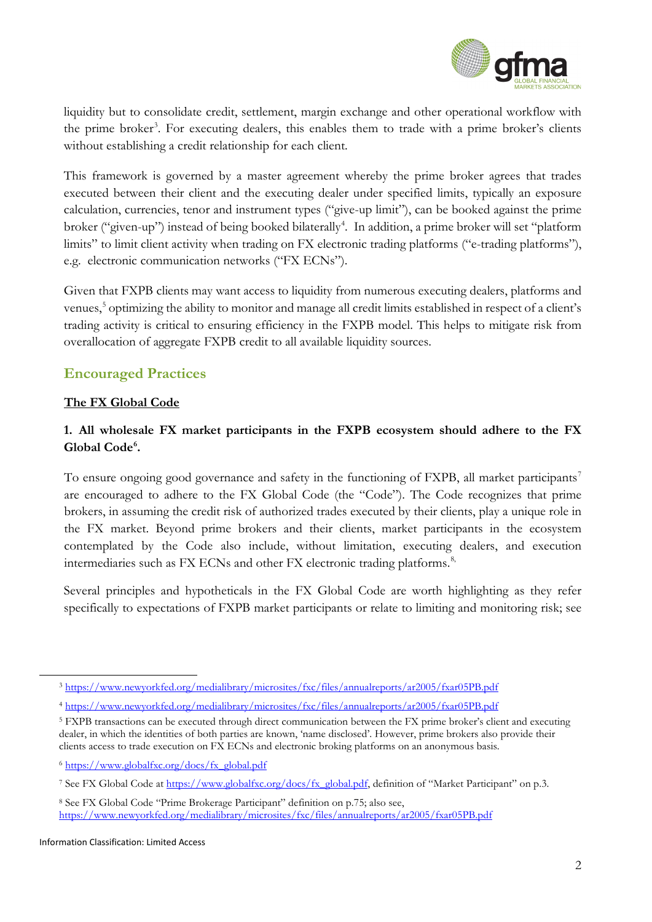liquidity but to consolidate credit, settlement, margin exchange and other operational workflow with the prime broker[3]. For executing dealers, this enables them to trade with a prime broker's clients without establishing a credit relationship for each client.

This framework is governed by a master agreement whereby the prime broker agrees that trades executed between their client and the executing dealer under specified limits, typically an exposure calculation, currencies, tenor and instrument types ("give-up limit"), can be booked against the prime broker ("given-up") instead of being booked bilaterally[4]. In addition, a prime broker will set "platform limits" to limit client activity when trading on FX electronic trading platforms ("e-trading platforms"), e.g. electronic communication networks ("FX ECNs").

Given that FXPB clients may want access to liquidity from numerous executing dealers, platforms and venues,[5] optimizing the ability to monitor and manage all credit limits established in respect of a client's trading activity is critical to ensuring efficiency in the FXPB model. This helps to mitigate risk from overallocation of aggregate FXPB credit to all available liquidity sources.

## Encouraged Practices

### The FX Global Code

**1. All wholesale FX market participants in the FXPB ecosystem should adhere to the FX Global Code[6].**

To ensure ongoing good governance and safety in the functioning of FXPB, all market participants[7] are encouraged to adhere to the FX Global Code (the "Code"). The Code recognizes that prime brokers, in assuming the credit risk of authorized trades executed by their clients, play a unique role in the FX market. Beyond prime brokers and their clients, market participants in the ecosystem contemplated by the Code also include, without limitation, executing dealers, and execution intermediaries such as FX ECNs and other FX electronic trading platforms.[8,]

Several principles and hypotheticals in the FX Global Code are worth highlighting as they refer specifically to expectations of FXPB market participants or relate to limiting and monitoring risk; see

---

[3] https://www.newyorkfed.org/medialibrary/microsites/fxc/files/annualreports/ar2005/fxar05PB.pdf

[4] https://www.newyorkfed.org/medialibrary/microsites/fxc/files/annualreports/ar2005/fxar05PB.pdf

[5] FXPB transactions can be executed through direct communication between the FX prime broker's client and executing dealer, in which the identities of both parties are known, 'name disclosed'. However, prime brokers also provide their clients access to trade execution on FX ECNs and electronic broking platforms on an anonymous basis.

[6] https://www.globalfxc.org/docs/fx_global.pdf

[7] See FX Global Code at https://www.globalfxc.org/docs/fx_global.pdf, definition of "Market Participant" on p.3.

[8] See FX Global Code "Prime Brokerage Participant" definition on p.75; also see, https://www.newyorkfed.org/medialibrary/microsites/fxc/files/annualreports/ar2005/fxar05PB.pdf

Information Classification: Limited Access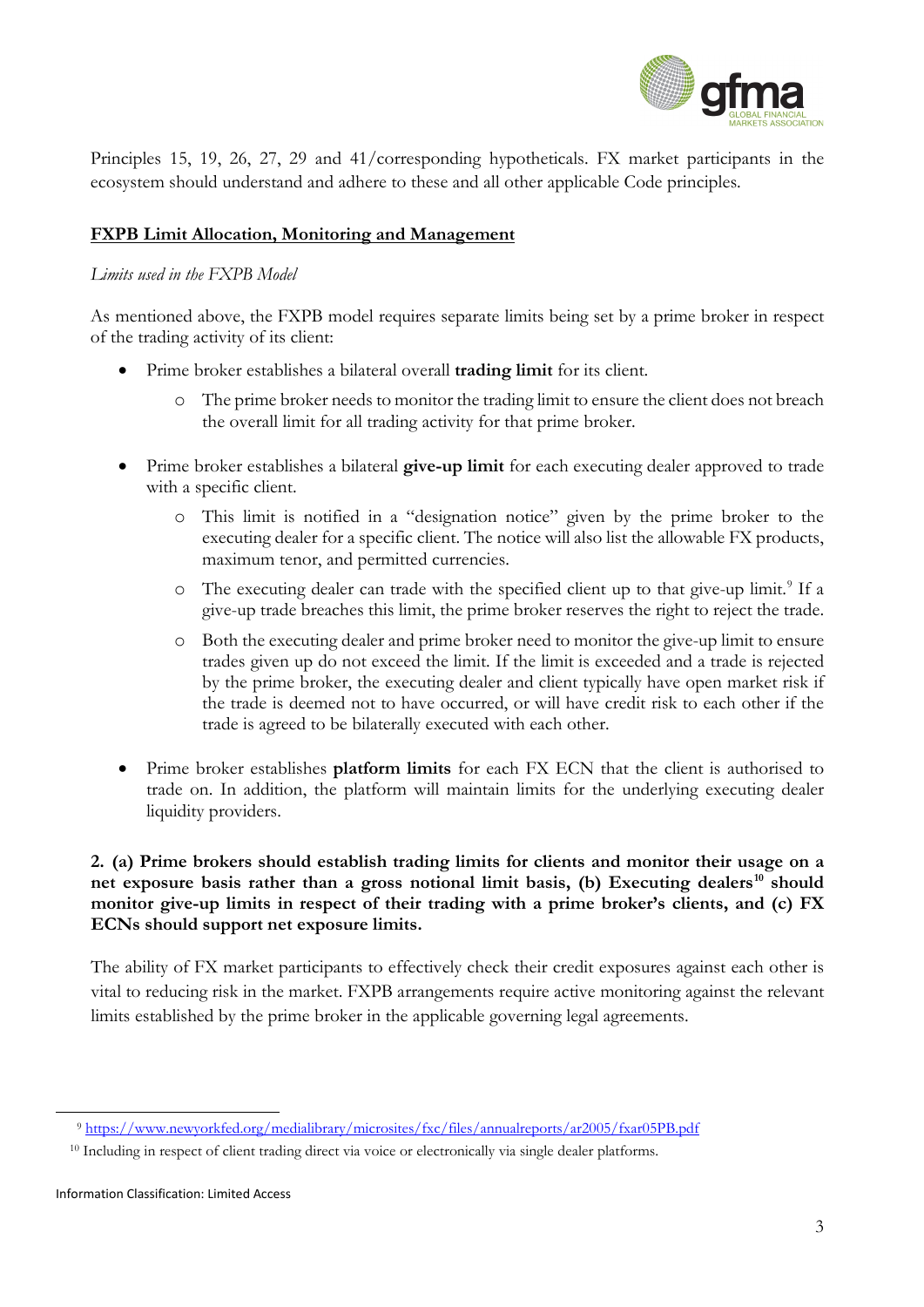Principles 15, 19, 26, 27, 29 and 41/corresponding hypotheticals. FX market participants in the ecosystem should understand and adhere to these and all other applicable Code principles.

## FXPB Limit Allocation, Monitoring and Management

*Limits used in the FXPB Model*

As mentioned above, the FXPB model requires separate limits being set by a prime broker in respect of the trading activity of its client:

- Prime broker establishes a bilateral overall **trading limit** for its client.
    - The prime broker needs to monitor the trading limit to ensure the client does not breach the overall limit for all trading activity for that prime broker.
- Prime broker establishes a bilateral **give-up limit** for each executing dealer approved to trade with a specific client.
    - This limit is notified in a "designation notice" given by the prime broker to the executing dealer for a specific client. The notice will also list the allowable FX products, maximum tenor, and permitted currencies.
    - The executing dealer can trade with the specified client up to that give-up limit.[9] If a give-up trade breaches this limit, the prime broker reserves the right to reject the trade.
    - Both the executing dealer and prime broker need to monitor the give-up limit to ensure trades given up do not exceed the limit. If the limit is exceeded and a trade is rejected by the prime broker, the executing dealer and client typically have open market risk if the trade is deemed not to have occurred, or will have credit risk to each other if the trade is agreed to be bilaterally executed with each other.
- Prime broker establishes **platform limits** for each FX ECN that the client is authorised to trade on. In addition, the platform will maintain limits for the underlying executing dealer liquidity providers.

**2. (a) Prime brokers should establish trading limits for clients and monitor their usage on a net exposure basis rather than a gross notional limit basis, (b) Executing dealers[10] should monitor give-up limits in respect of their trading with a prime broker's clients, and (c) FX ECNs should support net exposure limits.**

The ability of FX market participants to effectively check their credit exposures against each other is vital to reducing risk in the market. FXPB arrangements require active monitoring against the relevant limits established by the prime broker in the applicable governing legal agreements.

---

[9] https://www.newyorkfed.org/medialibrary/microsites/fxc/files/annualreports/ar2005/fxar05PB.pdf

[10] Including in respect of client trading direct via voice or electronically via single dealer platforms.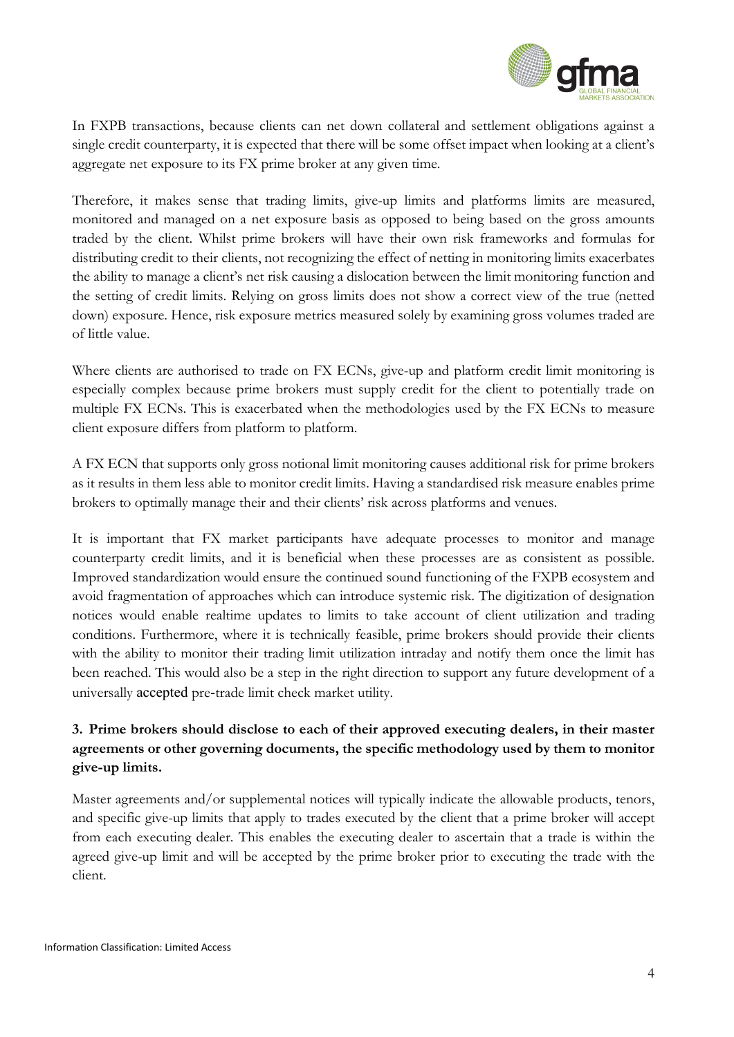In FXPB transactions, because clients can net down collateral and settlement obligations against a single credit counterparty, it is expected that there will be some offset impact when looking at a client's aggregate net exposure to its FX prime broker at any given time.

Therefore, it makes sense that trading limits, give-up limits and platforms limits are measured, monitored and managed on a net exposure basis as opposed to being based on the gross amounts traded by the client. Whilst prime brokers will have their own risk frameworks and formulas for distributing credit to their clients, not recognizing the effect of netting in monitoring limits exacerbates the ability to manage a client's net risk causing a dislocation between the limit monitoring function and the setting of credit limits. Relying on gross limits does not show a correct view of the true (netted down) exposure. Hence, risk exposure metrics measured solely by examining gross volumes traded are of little value.

Where clients are authorised to trade on FX ECNs, give-up and platform credit limit monitoring is especially complex because prime brokers must supply credit for the client to potentially trade on multiple FX ECNs. This is exacerbated when the methodologies used by the FX ECNs to measure client exposure differs from platform to platform.

A FX ECN that supports only gross notional limit monitoring causes additional risk for prime brokers as it results in them less able to monitor credit limits. Having a standardised risk measure enables prime brokers to optimally manage their and their clients' risk across platforms and venues.

It is important that FX market participants have adequate processes to monitor and manage counterparty credit limits, and it is beneficial when these processes are as consistent as possible. Improved standardization would ensure the continued sound functioning of the FXPB ecosystem and avoid fragmentation of approaches which can introduce systemic risk. The digitization of designation notices would enable realtime updates to limits to take account of client utilization and trading conditions. Furthermore, where it is technically feasible, prime brokers should provide their clients with the ability to monitor their trading limit utilization intraday and notify them once the limit has been reached. This would also be a step in the right direction to support any future development of a universally accepted pre-trade limit check market utility.

**3. Prime brokers should disclose to each of their approved executing dealers, in their master agreements or other governing documents, the specific methodology used by them to monitor give-up limits.**

Master agreements and/or supplemental notices will typically indicate the allowable products, tenors, and specific give-up limits that apply to trades executed by the client that a prime broker will accept from each executing dealer. This enables the executing dealer to ascertain that a trade is within the agreed give-up limit and will be accepted by the prime broker prior to executing the trade with the client.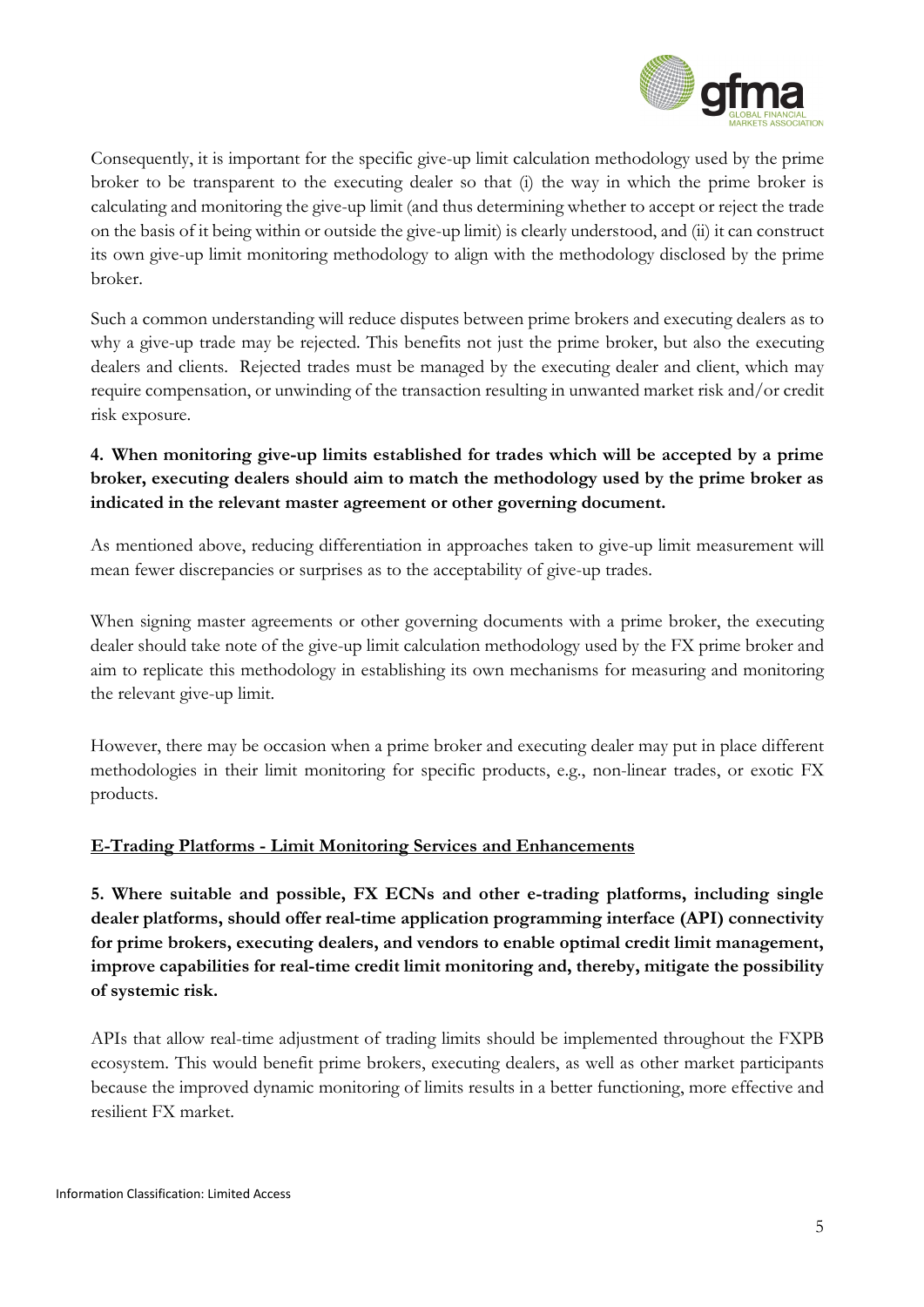Consequently, it is important for the specific give-up limit calculation methodology used by the prime broker to be transparent to the executing dealer so that (i) the way in which the prime broker is calculating and monitoring the give-up limit (and thus determining whether to accept or reject the trade on the basis of it being within or outside the give-up limit) is clearly understood, and (ii) it can construct its own give-up limit monitoring methodology to align with the methodology disclosed by the prime broker.

Such a common understanding will reduce disputes between prime brokers and executing dealers as to why a give-up trade may be rejected. This benefits not just the prime broker, but also the executing dealers and clients. Rejected trades must be managed by the executing dealer and client, which may require compensation, or unwinding of the transaction resulting in unwanted market risk and/or credit risk exposure.

**4. When monitoring give-up limits established for trades which will be accepted by a prime broker, executing dealers should aim to match the methodology used by the prime broker as indicated in the relevant master agreement or other governing document.**

As mentioned above, reducing differentiation in approaches taken to give-up limit measurement will mean fewer discrepancies or surprises as to the acceptability of give-up trades.

When signing master agreements or other governing documents with a prime broker, the executing dealer should take note of the give-up limit calculation methodology used by the FX prime broker and aim to replicate this methodology in establishing its own mechanisms for measuring and monitoring the relevant give-up limit.

However, there may be occasion when a prime broker and executing dealer may put in place different methodologies in their limit monitoring for specific products, e.g., non-linear trades, or exotic FX products.

## E-Trading Platforms - Limit Monitoring Services and Enhancements

**5. Where suitable and possible, FX ECNs and other e-trading platforms, including single dealer platforms, should offer real-time application programming interface (API) connectivity for prime brokers, executing dealers, and vendors to enable optimal credit limit management, improve capabilities for real-time credit limit monitoring and, thereby, mitigate the possibility of systemic risk.**

APIs that allow real-time adjustment of trading limits should be implemented throughout the FXPB ecosystem. This would benefit prime brokers, executing dealers, as well as other market participants because the improved dynamic monitoring of limits results in a better functioning, more effective and resilient FX market.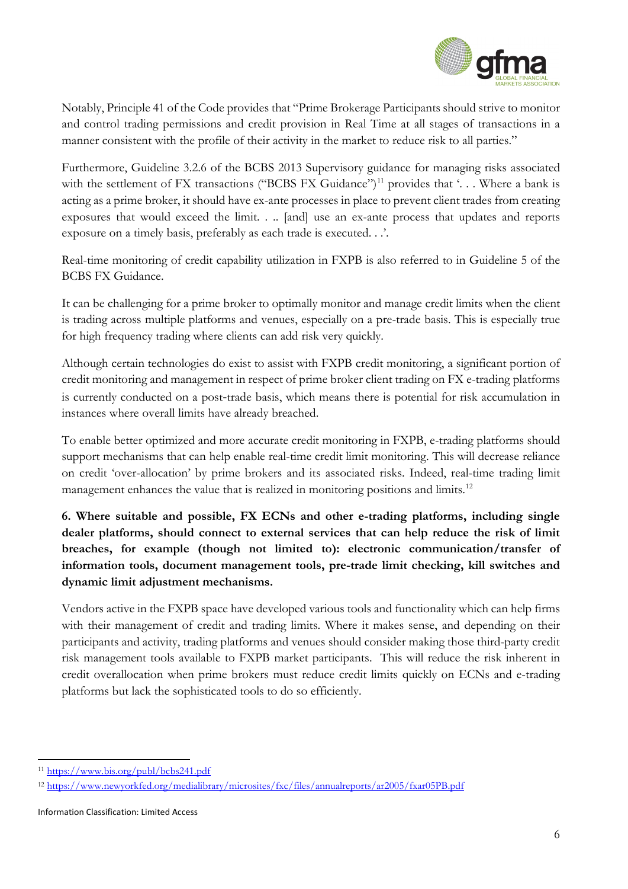Notably, Principle 41 of the Code provides that "Prime Brokerage Participants should strive to monitor and control trading permissions and credit provision in Real Time at all stages of transactions in a manner consistent with the profile of their activity in the market to reduce risk to all parties."

Furthermore, Guideline 3.2.6 of the BCBS 2013 Supervisory guidance for managing risks associated with the settlement of FX transactions ("BCBS FX Guidance")[11] provides that '. . . Where a bank is acting as a prime broker, it should have ex-ante processes in place to prevent client trades from creating exposures that would exceed the limit. . .. [and] use an ex-ante process that updates and reports exposure on a timely basis, preferably as each trade is executed. . .'.

Real-time monitoring of credit capability utilization in FXPB is also referred to in Guideline 5 of the BCBS FX Guidance.

It can be challenging for a prime broker to optimally monitor and manage credit limits when the client is trading across multiple platforms and venues, especially on a pre-trade basis. This is especially true for high frequency trading where clients can add risk very quickly.

Although certain technologies do exist to assist with FXPB credit monitoring, a significant portion of credit monitoring and management in respect of prime broker client trading on FX e-trading platforms is currently conducted on a post-trade basis, which means there is potential for risk accumulation in instances where overall limits have already breached.

To enable better optimized and more accurate credit monitoring in FXPB, e-trading platforms should support mechanisms that can help enable real-time credit limit monitoring. This will decrease reliance on credit 'over-allocation' by prime brokers and its associated risks. Indeed, real-time trading limit management enhances the value that is realized in monitoring positions and limits.[12]

**6. Where suitable and possible, FX ECNs and other e-trading platforms, including single dealer platforms, should connect to external services that can help reduce the risk of limit breaches, for example (though not limited to): electronic communication/transfer of information tools, document management tools, pre-trade limit checking, kill switches and dynamic limit adjustment mechanisms.**

Vendors active in the FXPB space have developed various tools and functionality which can help firms with their management of credit and trading limits. Where it makes sense, and depending on their participants and activity, trading platforms and venues should consider making those third-party credit risk management tools available to FXPB market participants. This will reduce the risk inherent in credit overallocation when prime brokers must reduce credit limits quickly on ECNs and e-trading platforms but lack the sophisticated tools to do so efficiently.

---

[11] https://www.bis.org/publ/bcbs241.pdf

[12] https://www.newyorkfed.org/medialibrary/microsites/fxc/files/annualreports/ar2005/fxar05PB.pdf

Information Classification: Limited Access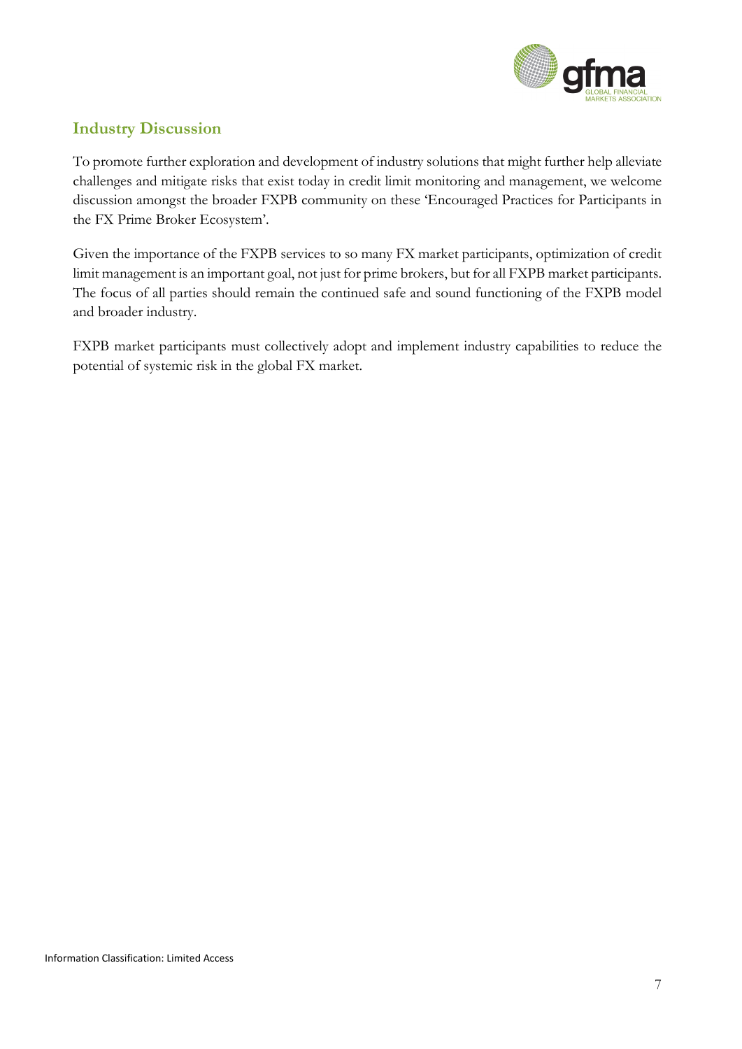## Industry Discussion

To promote further exploration and development of industry solutions that might further help alleviate challenges and mitigate risks that exist today in credit limit monitoring and management, we welcome discussion amongst the broader FXPB community on these 'Encouraged Practices for Participants in the FX Prime Broker Ecosystem'.

Given the importance of the FXPB services to so many FX market participants, optimization of credit limit management is an important goal, not just for prime brokers, but for all FXPB market participants. The focus of all parties should remain the continued safe and sound functioning of the FXPB model and broader industry.

FXPB market participants must collectively adopt and implement industry capabilities to reduce the potential of systemic risk in the global FX market.